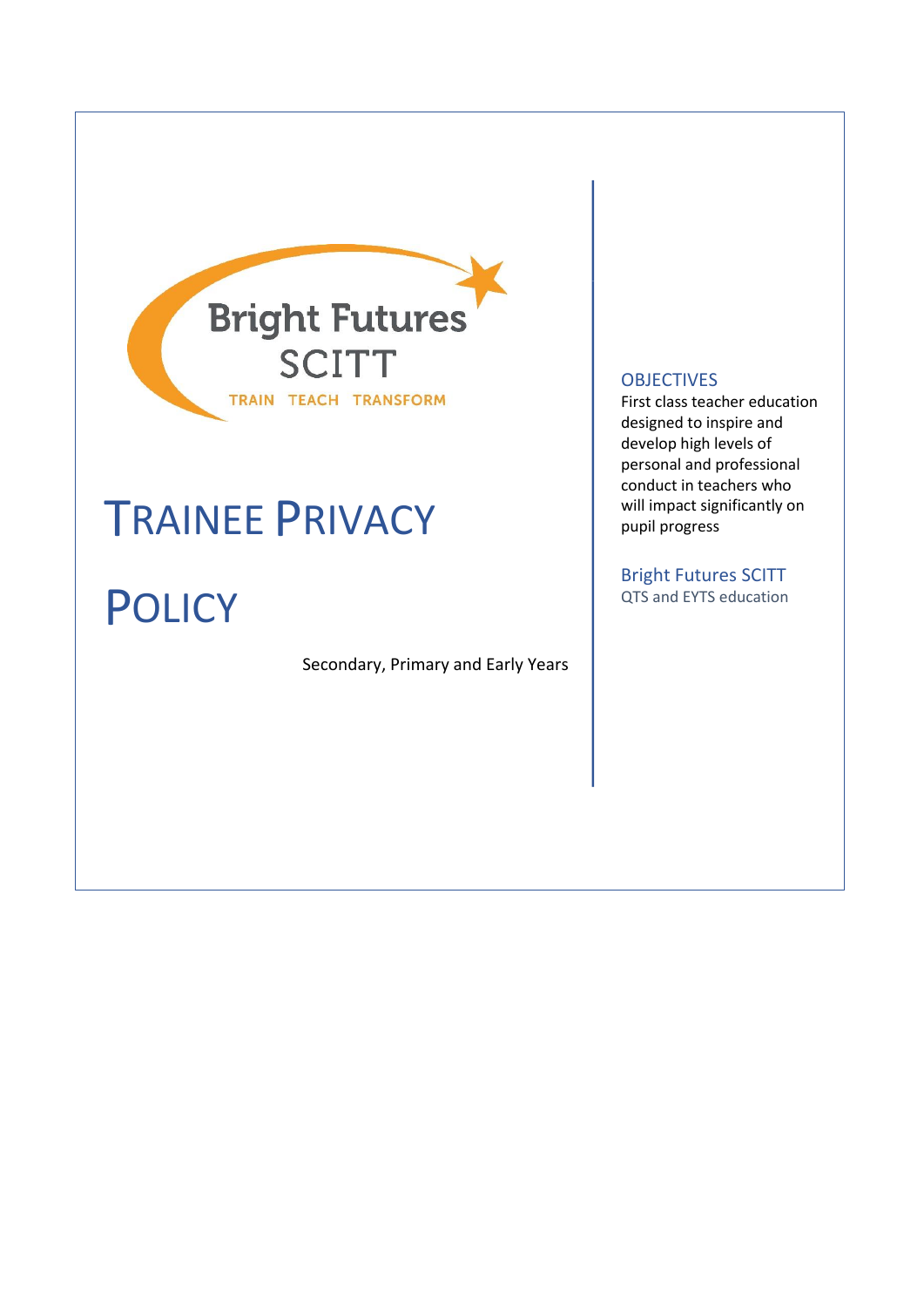Bright Futures SCITT

TRAIN TEACH TRANSFORM

# TRAINEE PRIVACY POLICY

Secondary, Primary and Early Years

## OBJECTIVES

First class teacher education designed to inspire and develop high levels of personal and professional conduct in teachers who will impact significantly on pupil progress

## Bright Futures SCITT

QTS and EYTS education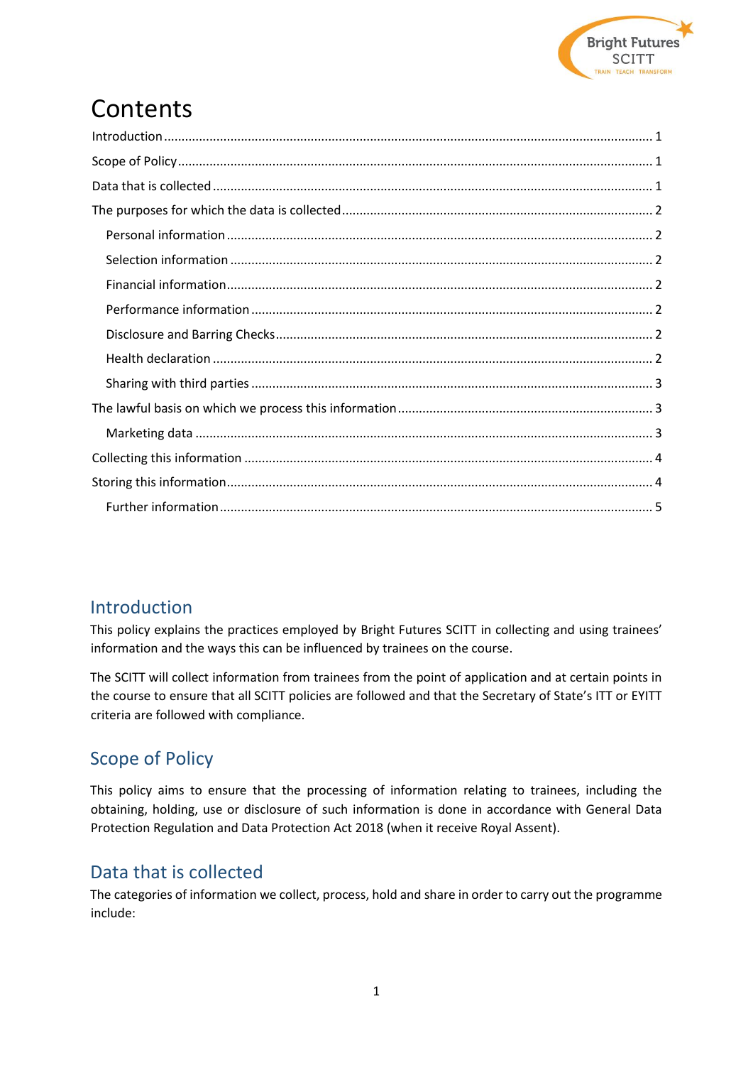# Contents

Introduction ... 1

Scope of Policy ... 1

Data that is collected ... 1

The purposes for which the data is collected ... 2

- Personal information ... 2
- Selection information ... 2
- Financial information ... 2
- Performance information ... 2
- Disclosure and Barring Checks ... 2
- Health declaration ... 2
- Sharing with third parties ... 3

The lawful basis on which we process this information ... 3

- Marketing data ... 3

Collecting this information ... 4

Storing this information ... 4

- Further information ... 5

## Introduction

This policy explains the practices employed by Bright Futures SCITT in collecting and using trainees' information and the ways this can be influenced by trainees on the course.

The SCITT will collect information from trainees from the point of application and at certain points in the course to ensure that all SCITT policies are followed and that the Secretary of State's ITT or EYITT criteria are followed with compliance.

## Scope of Policy

This policy aims to ensure that the processing of information relating to trainees, including the obtaining, holding, use or disclosure of such information is done in accordance with General Data Protection Regulation and Data Protection Act 2018 (when it receive Royal Assent).

## Data that is collected

The categories of information we collect, process, hold and share in order to carry out the programme include: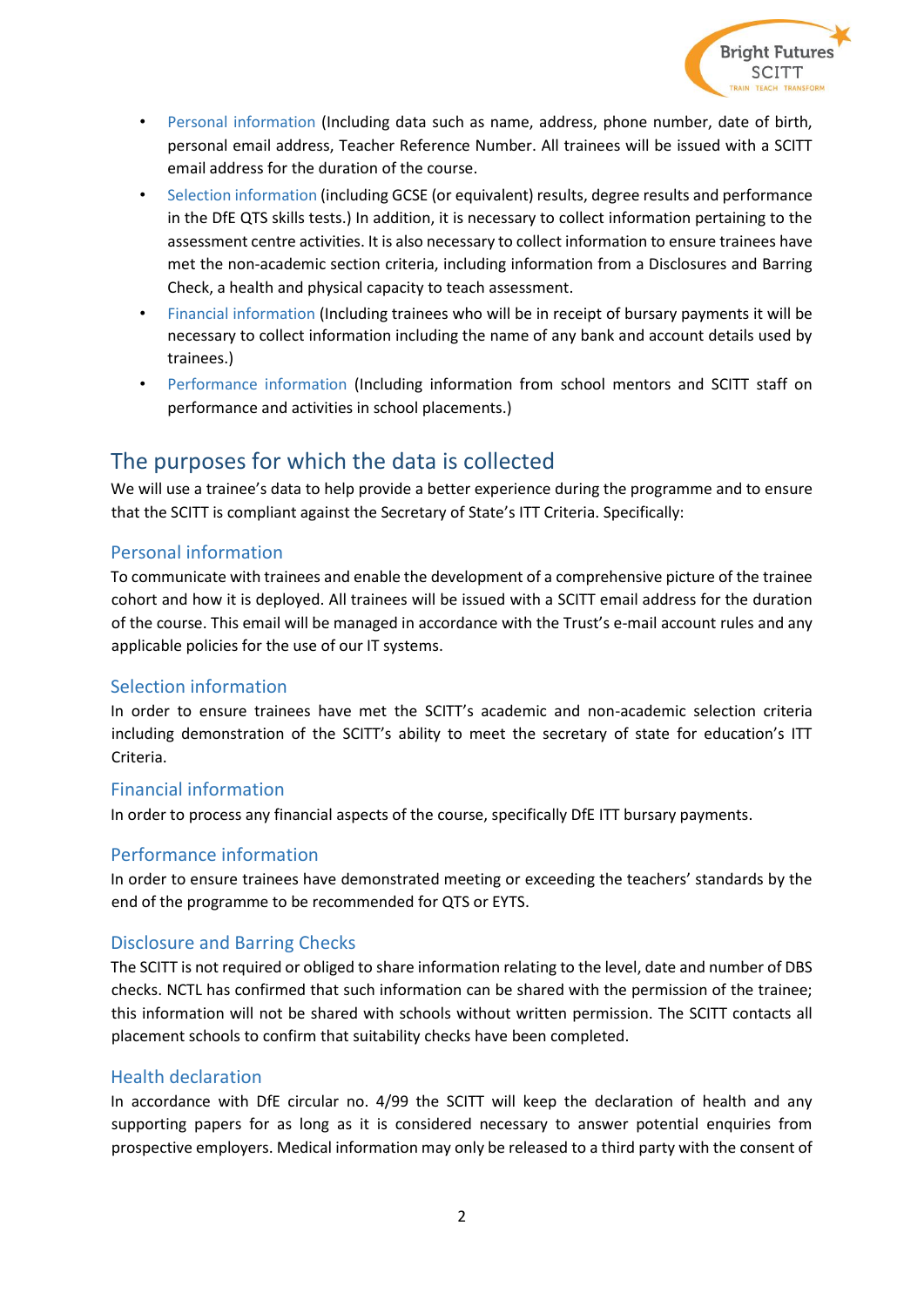- Personal information (Including data such as name, address, phone number, date of birth, personal email address, Teacher Reference Number. All trainees will be issued with a SCITT email address for the duration of the course.
- Selection information (including GCSE (or equivalent) results, degree results and performance in the DfE QTS skills tests.) In addition, it is necessary to collect information pertaining to the assessment centre activities. It is also necessary to collect information to ensure trainees have met the non-academic section criteria, including information from a Disclosures and Barring Check, a health and physical capacity to teach assessment.
- Financial information (Including trainees who will be in receipt of bursary payments it will be necessary to collect information including the name of any bank and account details used by trainees.)
- Performance information (Including information from school mentors and SCITT staff on performance and activities in school placements.)

## The purposes for which the data is collected

We will use a trainee's data to help provide a better experience during the programme and to ensure that the SCITT is compliant against the Secretary of State's ITT Criteria. Specifically:

### Personal information

To communicate with trainees and enable the development of a comprehensive picture of the trainee cohort and how it is deployed. All trainees will be issued with a SCITT email address for the duration of the course. This email will be managed in accordance with the Trust's e-mail account rules and any applicable policies for the use of our IT systems.

### Selection information

In order to ensure trainees have met the SCITT's academic and non-academic selection criteria including demonstration of the SCITT's ability to meet the secretary of state for education's ITT Criteria.

### Financial information

In order to process any financial aspects of the course, specifically DfE ITT bursary payments.

### Performance information

In order to ensure trainees have demonstrated meeting or exceeding the teachers' standards by the end of the programme to be recommended for QTS or EYTS.

### Disclosure and Barring Checks

The SCITT is not required or obliged to share information relating to the level, date and number of DBS checks. NCTL has confirmed that such information can be shared with the permission of the trainee; this information will not be shared with schools without written permission. The SCITT contacts all placement schools to confirm that suitability checks have been completed.

### Health declaration

In accordance with DfE circular no. 4/99 the SCITT will keep the declaration of health and any supporting papers for as long as it is considered necessary to answer potential enquiries from prospective employers. Medical information may only be released to a third party with the consent of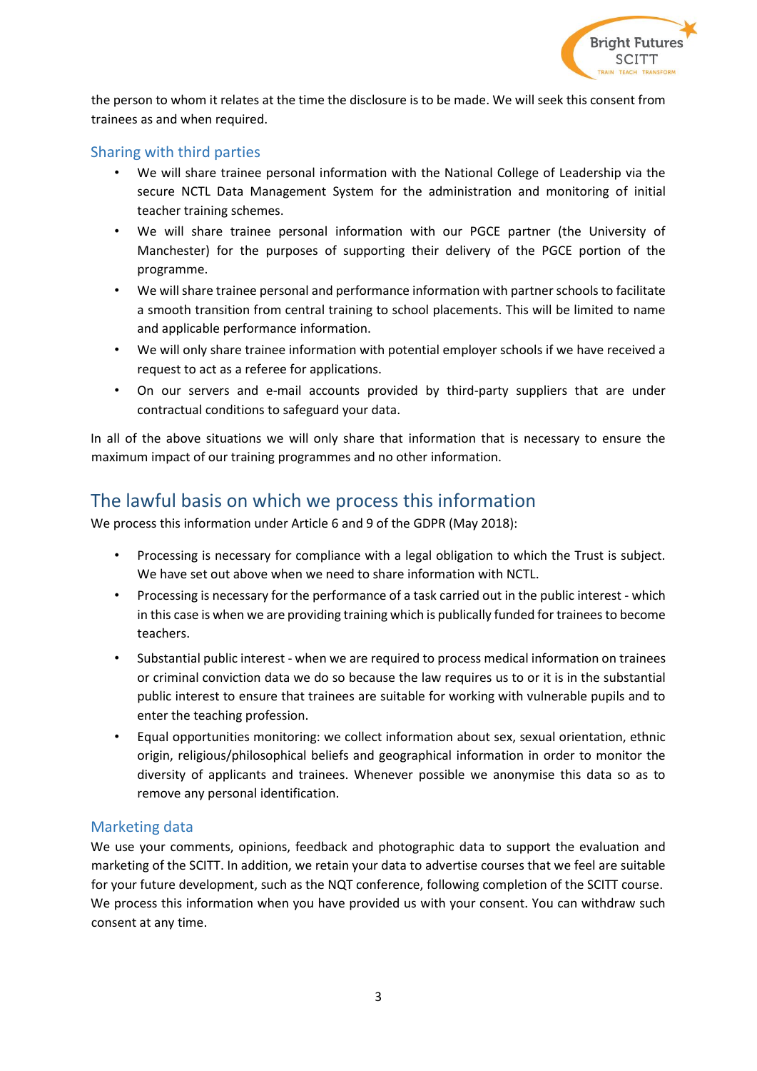the person to whom it relates at the time the disclosure is to be made. We will seek this consent from trainees as and when required.

### Sharing with third parties

- We will share trainee personal information with the National College of Leadership via the secure NCTL Data Management System for the administration and monitoring of initial teacher training schemes.
- We will share trainee personal information with our PGCE partner (the University of Manchester) for the purposes of supporting their delivery of the PGCE portion of the programme.
- We will share trainee personal and performance information with partner schools to facilitate a smooth transition from central training to school placements. This will be limited to name and applicable performance information.
- We will only share trainee information with potential employer schools if we have received a request to act as a referee for applications.
- On our servers and e-mail accounts provided by third-party suppliers that are under contractual conditions to safeguard your data.

In all of the above situations we will only share that information that is necessary to ensure the maximum impact of our training programmes and no other information.

## The lawful basis on which we process this information

We process this information under Article 6 and 9 of the GDPR (May 2018):

- Processing is necessary for compliance with a legal obligation to which the Trust is subject. We have set out above when we need to share information with NCTL.
- Processing is necessary for the performance of a task carried out in the public interest - which in this case is when we are providing training which is publically funded for trainees to become teachers.
- Substantial public interest - when we are required to process medical information on trainees or criminal conviction data we do so because the law requires us to or it is in the substantial public interest to ensure that trainees are suitable for working with vulnerable pupils and to enter the teaching profession.
- Equal opportunities monitoring: we collect information about sex, sexual orientation, ethnic origin, religious/philosophical beliefs and geographical information in order to monitor the diversity of applicants and trainees. Whenever possible we anonymise this data so as to remove any personal identification.

### Marketing data

We use your comments, opinions, feedback and photographic data to support the evaluation and marketing of the SCITT. In addition, we retain your data to advertise courses that we feel are suitable for your future development, such as the NQT conference, following completion of the SCITT course. We process this information when you have provided us with your consent. You can withdraw such consent at any time.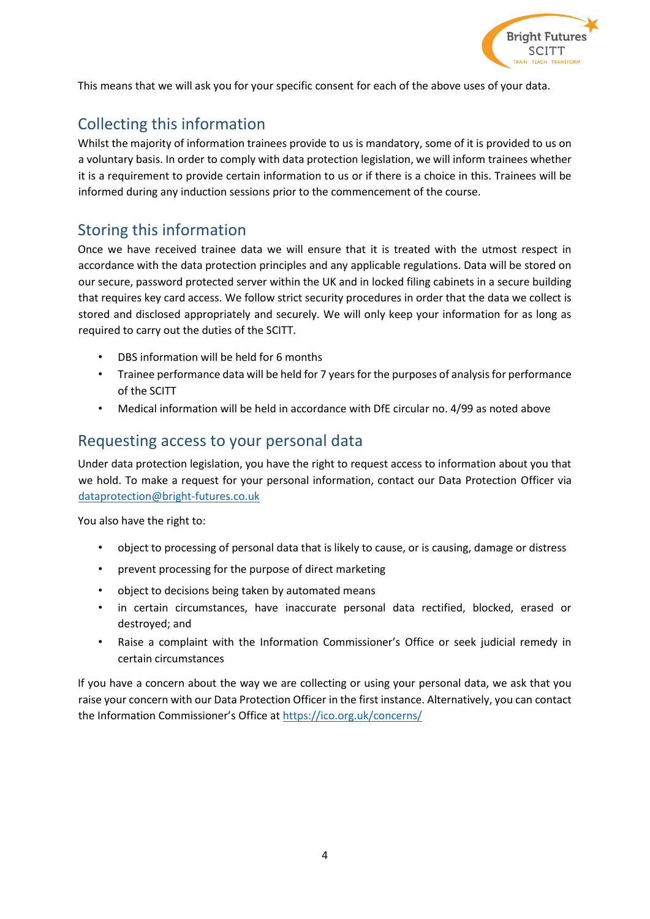This means that we will ask you for your specific consent for each of the above uses of your data.

## Collecting this information

Whilst the majority of information trainees provide to us is mandatory, some of it is provided to us on a voluntary basis. In order to comply with data protection legislation, we will inform trainees whether it is a requirement to provide certain information to us or if there is a choice in this. Trainees will be informed during any induction sessions prior to the commencement of the course.

## Storing this information

Once we have received trainee data we will ensure that it is treated with the utmost respect in accordance with the data protection principles and any applicable regulations. Data will be stored on our secure, password protected server within the UK and in locked filing cabinets in a secure building that requires key card access. We follow strict security procedures in order that the data we collect is stored and disclosed appropriately and securely. We will only keep your information for as long as required to carry out the duties of the SCITT.

- DBS information will be held for 6 months
- Trainee performance data will be held for 7 years for the purposes of analysis for performance of the SCITT
- Medical information will be held in accordance with DfE circular no. 4/99 as noted above

## Requesting access to your personal data

Under data protection legislation, you have the right to request access to information about you that we hold. To make a request for your personal information, contact our Data Protection Officer via dataprotection@bright-futures.co.uk

You also have the right to:

- object to processing of personal data that is likely to cause, or is causing, damage or distress
- prevent processing for the purpose of direct marketing
- object to decisions being taken by automated means
- in certain circumstances, have inaccurate personal data rectified, blocked, erased or destroyed; and
- Raise a complaint with the Information Commissioner's Office or seek judicial remedy in certain circumstances

If you have a concern about the way we are collecting or using your personal data, we ask that you raise your concern with our Data Protection Officer in the first instance. Alternatively, you can contact the Information Commissioner's Office at https://ico.org.uk/concerns/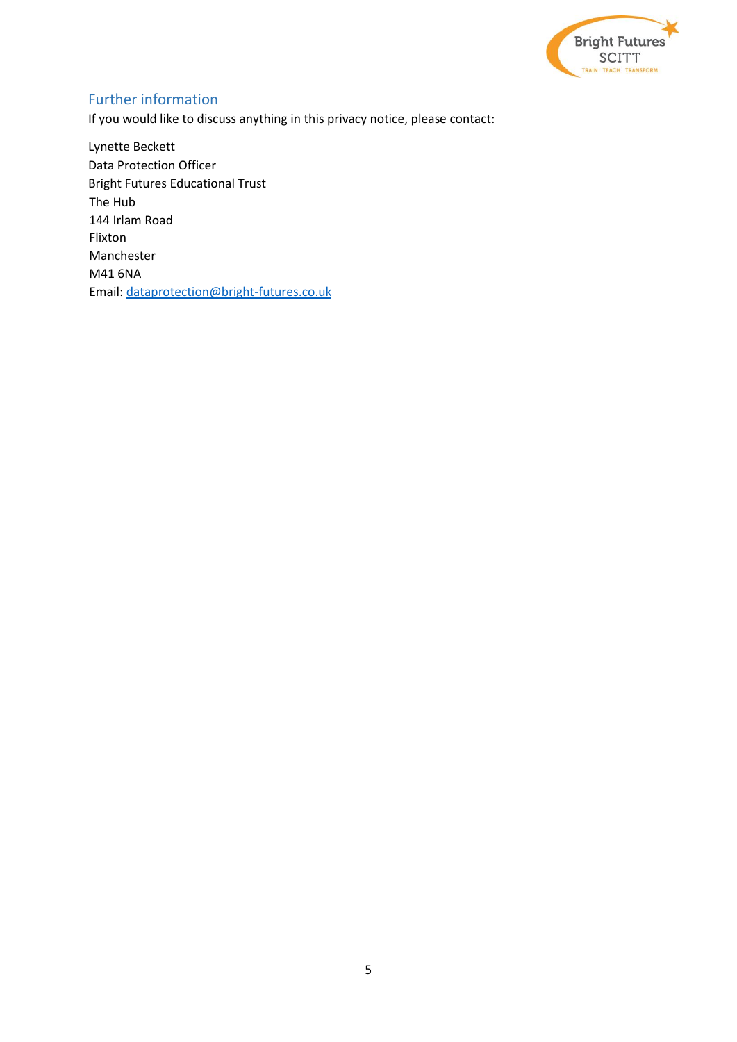## Further information

If you would like to discuss anything in this privacy notice, please contact:

Lynette Beckett  
Data Protection Officer  
Bright Futures Educational Trust  
The Hub  
144 Irlam Road  
Flixton  
Manchester  
M41 6NA  
Email: dataprotection@bright-futures.co.uk